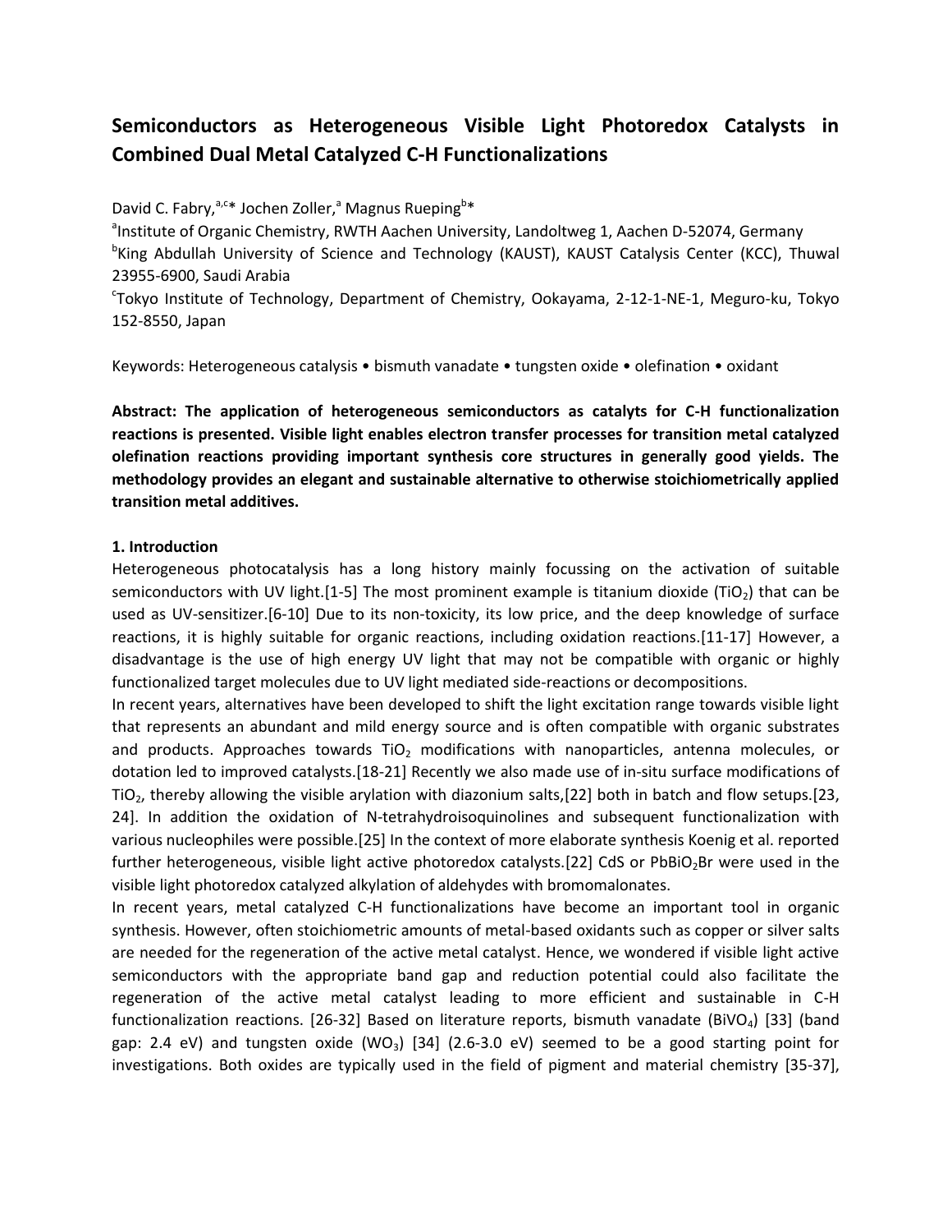# Semiconductors as Heterogeneous Visible Light Photoredox Catalysts in Combined Dual Metal Catalyzed C-H Functionalizations

David C. Fabry,[a,c]* Jochen Zoller,[a] Magnus Rueping[b]*

[a]Institute of Organic Chemistry, RWTH Aachen University, Landoltweg 1, Aachen D-52074, Germany
[b]King Abdullah University of Science and Technology (KAUST), KAUST Catalysis Center (KCC), Thuwal 23955-6900, Saudi Arabia
[c]Tokyo Institute of Technology, Department of Chemistry, Ookayama, 2-12-1-NE-1, Meguro-ku, Tokyo 152-8550, Japan

Keywords: Heterogeneous catalysis • bismuth vanadate • tungsten oxide • olefination • oxidant

**Abstract: The application of heterogeneous semiconductors as catalyts for C-H functionalization reactions is presented. Visible light enables electron transfer processes for transition metal catalyzed olefination reactions providing important synthesis core structures in generally good yields. The methodology provides an elegant and sustainable alternative to otherwise stoichiometrically applied transition metal additives.**

## 1. Introduction

Heterogeneous photocatalysis has a long history mainly focussing on the activation of suitable semiconductors with UV light.[1-5] The most prominent example is titanium dioxide ($TiO_2$) that can be used as UV-sensitizer.[6-10] Due to its non-toxicity, its low price, and the deep knowledge of surface reactions, it is highly suitable for organic reactions, including oxidation reactions.[11-17] However, a disadvantage is the use of high energy UV light that may not be compatible with organic or highly functionalized target molecules due to UV light mediated side-reactions or decompositions.

In recent years, alternatives have been developed to shift the light excitation range towards visible light that represents an abundant and mild energy source and is often compatible with organic substrates and products. Approaches towards $TiO_2$ modifications with nanoparticles, antenna molecules, or dotation led to improved catalysts.[18-21] Recently we also made use of in-situ surface modifications of $TiO_2$, thereby allowing the visible arylation with diazonium salts,[22] both in batch and flow setups.[23, 24]. In addition the oxidation of N-tetrahydroisoquinolines and subsequent functionalization with various nucleophiles were possible.[25] In the context of more elaborate synthesis Koenig et al. reported further heterogeneous, visible light active photoredox catalysts.[22] CdS or $PbBiO_2Br$ were used in the visible light photoredox catalyzed alkylation of aldehydes with bromomalonates.

In recent years, metal catalyzed C-H functionalizations have become an important tool in organic synthesis. However, often stoichiometric amounts of metal-based oxidants such as copper or silver salts are needed for the regeneration of the active metal catalyst. Hence, we wondered if visible light active semiconductors with the appropriate band gap and reduction potential could also facilitate the regeneration of the active metal catalyst leading to more efficient and sustainable in C-H functionalization reactions. [26-32] Based on literature reports, bismuth vanadate ($BiVO_4$) [33] (band gap: 2.4 eV) and tungsten oxide ($WO_3$) [34] (2.6-3.0 eV) seemed to be a good starting point for investigations. Both oxides are typically used in the field of pigment and material chemistry [35-37],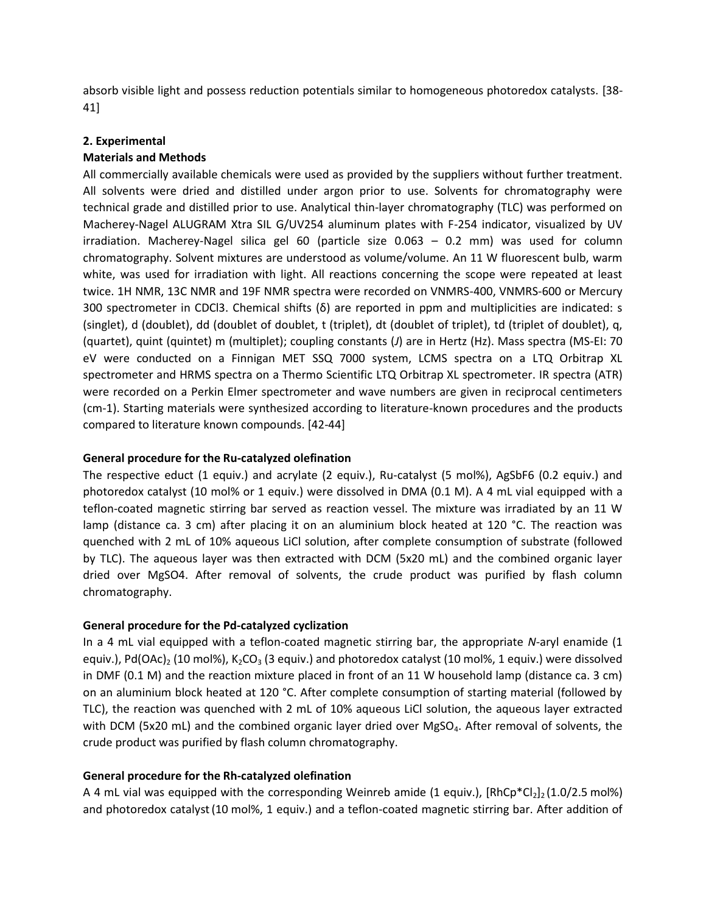absorb visible light and possess reduction potentials similar to homogeneous photoredox catalysts. [38-41]

## 2. Experimental

### Materials and Methods

All commercially available chemicals were used as provided by the suppliers without further treatment. All solvents were dried and distilled under argon prior to use. Solvents for chromatography were technical grade and distilled prior to use. Analytical thin-layer chromatography (TLC) was performed on Macherey-Nagel ALUGRAM Xtra SIL G/UV254 aluminum plates with F-254 indicator, visualized by UV irradiation. Macherey-Nagel silica gel 60 (particle size 0.063 – 0.2 mm) was used for column chromatography. Solvent mixtures are understood as volume/volume. An 11 W fluorescent bulb, warm white, was used for irradiation with light. All reactions concerning the scope were repeated at least twice. 1H NMR, 13C NMR and 19F NMR spectra were recorded on VNMRS-400, VNMRS-600 or Mercury 300 spectrometer in CDCl3. Chemical shifts (δ) are reported in ppm and multiplicities are indicated: s (singlet), d (doublet), dd (doublet of doublet, t (triplet), dt (doublet of triplet), td (triplet of doublet), q, (quartet), quint (quintet) m (multiplet); coupling constants (*J*) are in Hertz (Hz). Mass spectra (MS-EI: 70 eV were conducted on a Finnigan MET SSQ 7000 system, LCMS spectra on a LTQ Orbitrap XL spectrometer and HRMS spectra on a Thermo Scientific LTQ Orbitrap XL spectrometer. IR spectra (ATR) were recorded on a Perkin Elmer spectrometer and wave numbers are given in reciprocal centimeters (cm-1). Starting materials were synthesized according to literature-known procedures and the products compared to literature known compounds. [42-44]

### General procedure for the Ru-catalyzed olefination

The respective educt (1 equiv.) and acrylate (2 equiv.), Ru-catalyst (5 mol%), AgSbF6 (0.2 equiv.) and photoredox catalyst (10 mol% or 1 equiv.) were dissolved in DMA (0.1 M). A 4 mL vial equipped with a teflon-coated magnetic stirring bar served as reaction vessel. The mixture was irradiated by an 11 W lamp (distance ca. 3 cm) after placing it on an aluminium block heated at 120 °C. The reaction was quenched with 2 mL of 10% aqueous LiCl solution, after complete consumption of substrate (followed by TLC). The aqueous layer was then extracted with DCM (5x20 mL) and the combined organic layer dried over MgSO4. After removal of solvents, the crude product was purified by flash column chromatography.

### General procedure for the Pd-catalyzed cyclization

In a 4 mL vial equipped with a teflon-coated magnetic stirring bar, the appropriate *N*-aryl enamide (1 equiv.), $Pd(OAc)_2$ (10 mol%), $K_2CO_3$ (3 equiv.) and photoredox catalyst (10 mol%, 1 equiv.) were dissolved in DMF (0.1 M) and the reaction mixture placed in front of an 11 W household lamp (distance ca. 3 cm) on an aluminium block heated at 120 °C. After complete consumption of starting material (followed by TLC), the reaction was quenched with 2 mL of 10% aqueous LiCl solution, the aqueous layer extracted with DCM (5x20 mL) and the combined organic layer dried over $MgSO_4$. After removal of solvents, the crude product was purified by flash column chromatography.

### General procedure for the Rh-catalyzed olefination

A 4 mL vial was equipped with the corresponding Weinreb amide (1 equiv.), $[RhCp^*Cl_2]_2$ (1.0/2.5 mol%) and photoredox catalyst (10 mol%, 1 equiv.) and a teflon-coated magnetic stirring bar. After addition of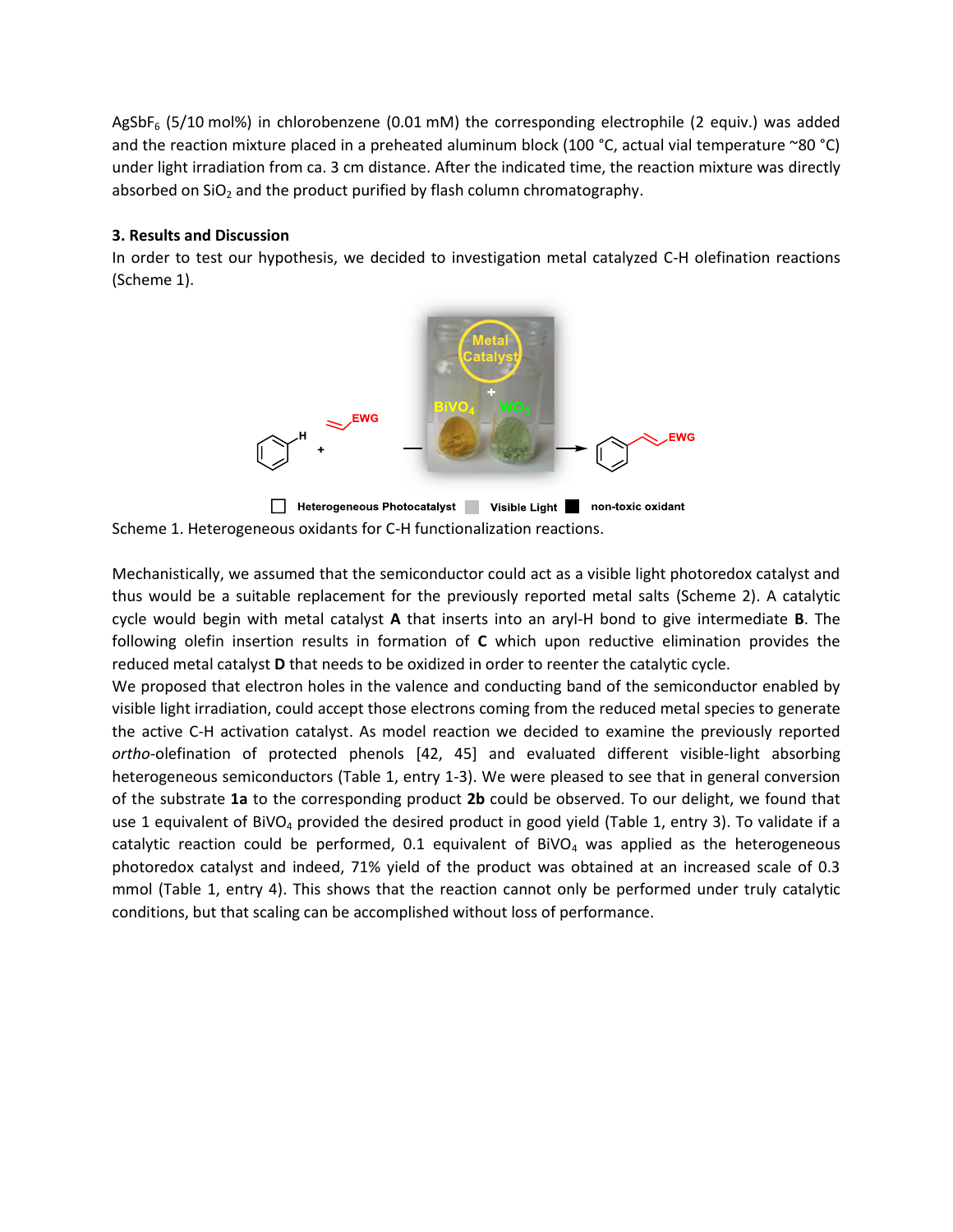$AgSbF_6$ (5/10 mol%) in chlorobenzene (0.01 mM) the corresponding electrophile (2 equiv.) was added and the reaction mixture placed in a preheated aluminum block (100 °C, actual vial temperature ~80 °C) under light irradiation from ca. 3 cm distance. After the indicated time, the reaction mixture was directly absorbed on $SiO_2$ and the product purified by flash column chromatography.

### 3. Results and Discussion

In order to test our hypothesis, we decided to investigation metal catalyzed C-H olefination reactions (Scheme 1).

Metal Catalyst

$BiVO_4$ + $WO_3$

EWG

H

EWG

Heterogeneous Photocatalyst Visible Light non-toxic oxidant

Scheme 1. Heterogeneous oxidants for C-H functionalization reactions.

Mechanistically, we assumed that the semiconductor could act as a visible light photoredox catalyst and thus would be a suitable replacement for the previously reported metal salts (Scheme 2). A catalytic cycle would begin with metal catalyst **A** that inserts into an aryl-H bond to give intermediate **B**. The following olefin insertion results in formation of **C** which upon reductive elimination provides the reduced metal catalyst **D** that needs to be oxidized in order to reenter the catalytic cycle.
We proposed that electron holes in the valence and conducting band of the semiconductor enabled by visible light irradiation, could accept those electrons coming from the reduced metal species to generate the active C-H activation catalyst. As model reaction we decided to examine the previously reported *ortho*-olefination of protected phenols [42, 45] and evaluated different visible-light absorbing heterogeneous semiconductors (Table 1, entry 1-3). We were pleased to see that in general conversion of the substrate **1a** to the corresponding product **2b** could be observed. To our delight, we found that use 1 equivalent of $BiVO_4$ provided the desired product in good yield (Table 1, entry 3). To validate if a catalytic reaction could be performed, 0.1 equivalent of $BiVO_4$ was applied as the heterogeneous photoredox catalyst and indeed, 71% yield of the product was obtained at an increased scale of 0.3 mmol (Table 1, entry 4). This shows that the reaction cannot only be performed under truly catalytic conditions, but that scaling can be accomplished without loss of performance.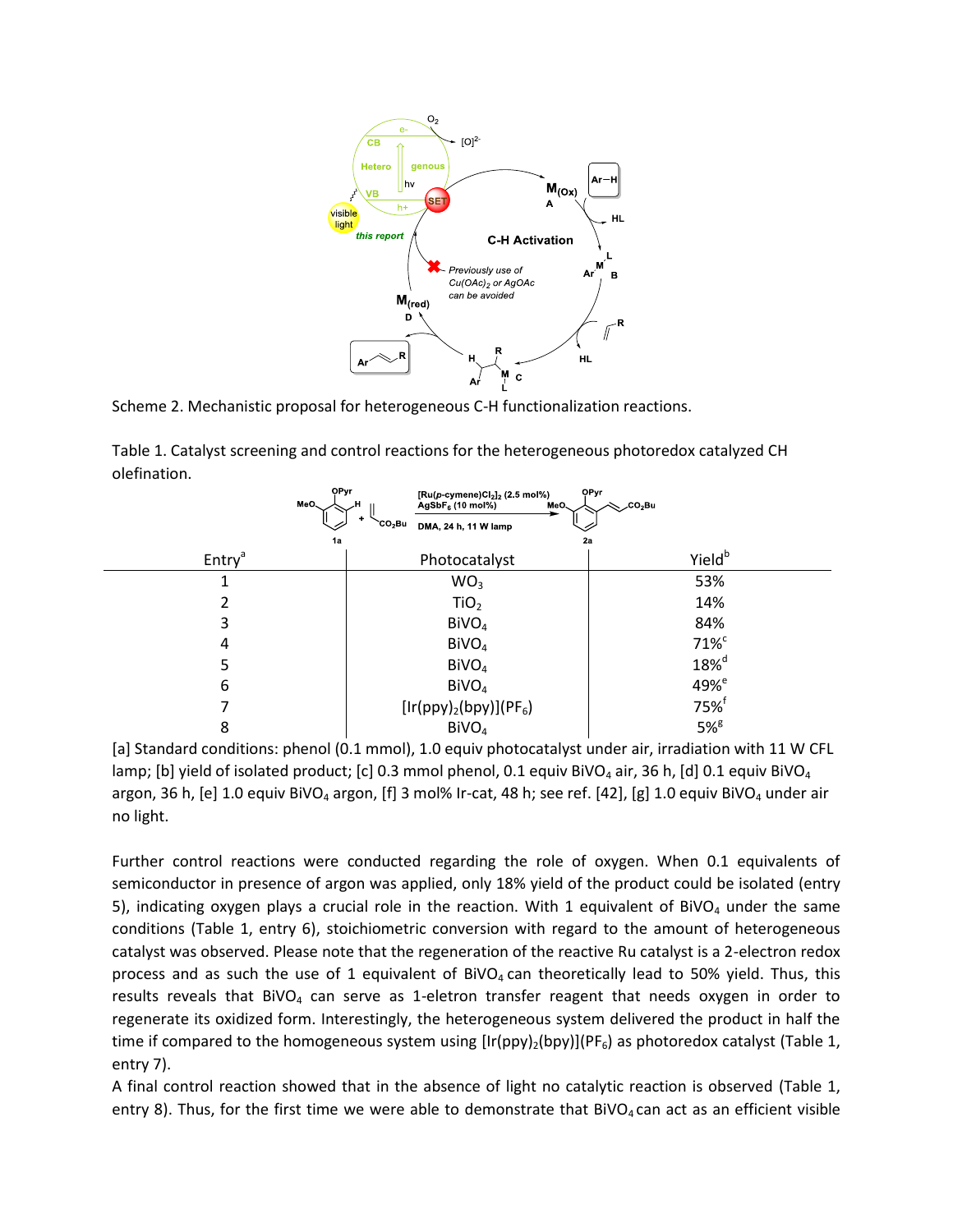Scheme 2. Mechanistic proposal for heterogeneous C-H functionalization reactions.

Table 1. Catalyst screening and control reactions for the heterogeneous photoredox catalyzed CH olefination.

| Entry[a] | Photocatalyst | Yield[b] |
|---|---|---|
| 1 | $WO_3$ | 53% |
| 2 | $TiO_2$ | 14% |
| 3 | $BiVO_4$ | 84% |
| 4 | $BiVO_4$ | 71%[c] |
| 5 | $BiVO_4$ | 18%[d] |
| 6 | $BiVO_4$ | 49%[e] |
| 7 | $[Ir(ppy)_2(bpy)](PF_6)$ | 75%[f] |
| 8 | $BiVO_4$ | 5%[g] |

[a] Standard conditions: phenol (0.1 mmol), 1.0 equiv photocatalyst under air, irradiation with 11 W CFL lamp; [b] yield of isolated product; [c] 0.3 mmol phenol, 0.1 equiv $BiVO_4$ air, 36 h, [d] 0.1 equiv $BiVO_4$ argon, 36 h, [e] 1.0 equiv $BiVO_4$ argon, [f] 3 mol% Ir-cat, 48 h; see ref. [42], [g] 1.0 equiv $BiVO_4$ under air no light.

Further control reactions were conducted regarding the role of oxygen. When 0.1 equivalents of semiconductor in presence of argon was applied, only 18% yield of the product could be isolated (entry 5), indicating oxygen plays a crucial role in the reaction. With 1 equivalent of $BiVO_4$ under the same conditions (Table 1, entry 6), stoichiometric conversion with regard to the amount of heterogeneous catalyst was observed. Please note that the regeneration of the reactive Ru catalyst is a 2-electron redox process and as such the use of 1 equivalent of $BiVO_4$ can theoretically lead to 50% yield. Thus, this results reveals that $BiVO_4$ can serve as 1-eletron transfer reagent that needs oxygen in order to regenerate its oxidized form. Interestingly, the heterogeneous system delivered the product in half the time if compared to the homogeneous system using $[Ir(ppy)_2(bpy)](PF_6)$ as photoredox catalyst (Table 1, entry 7).

A final control reaction showed that in the absence of light no catalytic reaction is observed (Table 1, entry 8). Thus, for the first time we were able to demonstrate that $BiVO_4$ can act as an efficient visible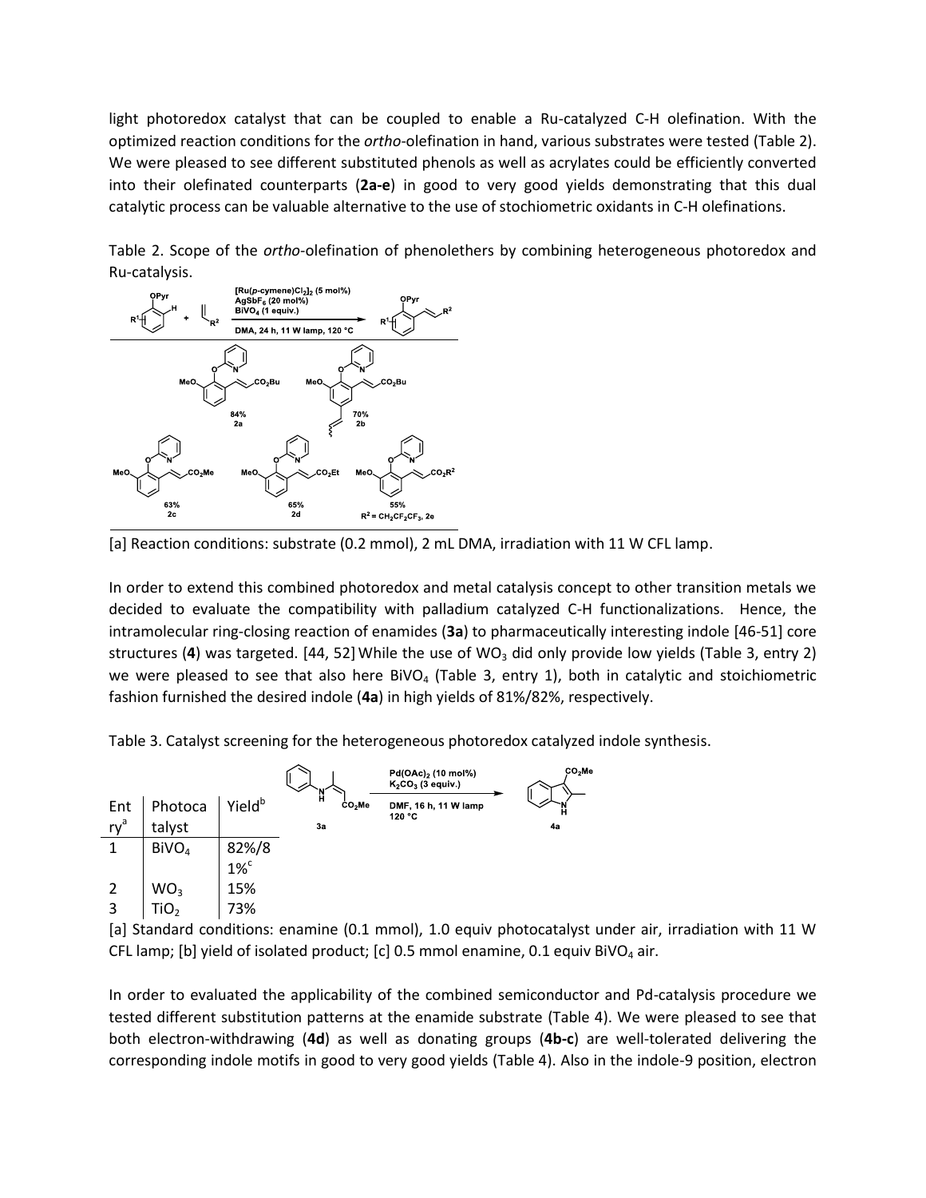light photoredox catalyst that can be coupled to enable a Ru-catalyzed C-H olefination. With the optimized reaction conditions for the *ortho*-olefination in hand, various substrates were tested (Table 2). We were pleased to see different substituted phenols as well as acrylates could be efficiently converted into their olefinated counterparts (**2a-e**) in good to very good yields demonstrating that this dual catalytic process can be valuable alternative to the use of stoichiometric oxidants in C-H olefinations.

Table 2. Scope of the *ortho*-olefination of phenolethers by combining heterogeneous photoredox and Ru-catalysis.

[Ru(*p*-cymene)$Cl_2$]$_2$ (5 mol%)
$AgSbF_6$ (20 mol%)
$BiVO_4$ (1 equiv.)
DMA, 24 h, 11 W lamp, 120 °C

84% 2a

70% 2b

63% 2c

65% 2d

55% $R^2$ = $CH_2CF_2CF_3$, 2e

[a] Reaction conditions: substrate (0.2 mmol), 2 mL DMA, irradiation with 11 W CFL lamp.

In order to extend this combined photoredox and metal catalysis concept to other transition metals we decided to evaluate the compatibility with palladium catalyzed C-H functionalizations. Hence, the intramolecular ring-closing reaction of enamides (**3a**) to pharmaceutically interesting indole [46-51] core structures (**4**) was targeted. [44, 52] While the use of $WO_3$ did only provide low yields (Table 3, entry 2) we were pleased to see that also here $BiVO_4$ (Table 3, entry 1), both in catalytic and stoichiometric fashion furnished the desired indole (**4a**) in high yields of 81%/82%, respectively.

Table 3. Catalyst screening for the heterogeneous photoredox catalyzed indole synthesis.

| Entry[a] | Photocatalyst | Yield[b] |
|---|---|---|
| 1 | $BiVO_4$ | 82%/81%[c] |
| 2 | $WO_3$ | 15% |
| 3 | $TiO_2$ | 73% |

$Pd(OAc)_2$ (10 mol%)
$K_2CO_3$ (3 equiv.)
DMF, 16 h, 11 W lamp
120 °C

3a → 4a

[a] Standard conditions: enamine (0.1 mmol), 1.0 equiv photocatalyst under air, irradiation with 11 W CFL lamp; [b] yield of isolated product; [c] 0.5 mmol enamine, 0.1 equiv $BiVO_4$ air.

In order to evaluated the applicability of the combined semiconductor and Pd-catalysis procedure we tested different substitution patterns at the enamide substrate (Table 4). We were pleased to see that both electron-withdrawing (**4d**) as well as donating groups (**4b-c**) are well-tolerated delivering the corresponding indole motifs in good to very good yields (Table 4). Also in the indole-9 position, electron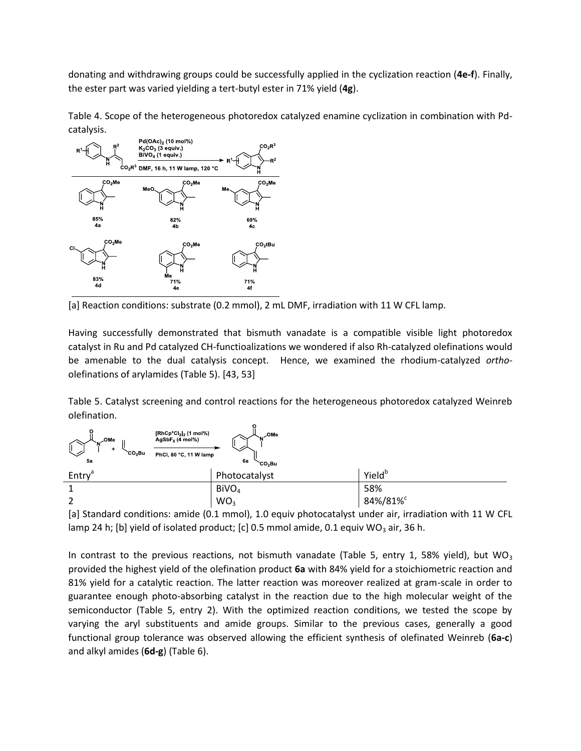donating and withdrawing groups could be successfully applied in the cyclization reaction (**4e-f**). Finally, the ester part was varied yielding a tert-butyl ester in 71% yield (**4g**).

Table 4. Scope of the heterogeneous photoredox catalyzed enamine cyclization in combination with Pd-catalysis.

$Pd(OAc)_2$ (10 mol%)
$K_2CO_3$ (3 equiv.)
$BiVO_4$ (1 equiv.)
DMF, 16 h, 11 W lamp, 120 °C

85%
4a

82%
4b

69%
4c

83%
4d

71%
4e

71%
4f

[a] Reaction conditions: substrate (0.2 mmol), 2 mL DMF, irradiation with 11 W CFL lamp.

Having successfully demonstrated that bismuth vanadate is a compatible visible light photoredox catalyst in Ru and Pd catalyzed CH-functioalizations we wondered if also Rh-catalyzed olefinations would be amenable to the dual catalysis concept. Hence, we examined the rhodium-catalyzed *ortho*-olefinations of arylamides (Table 5). [43, 53]

Table 5. Catalyst screening and control reactions for the heterogeneous photoredox catalyzed Weinreb olefination.

$[RhCp^*Cl_2]_2$ (1 mol%)
$AgSbF_6$ (4 mol%)
PhCl, 80 °C, 11 W lamp

5a → 6a

| Entry[a] | Photocatalyst | Yield[b] |
| --- | --- | --- |
| 1 | $BiVO_4$ | 58% |
| 2 | $WO_3$ | 84%/81%[c] |

[a] Standard conditions: amide (0.1 mmol), 1.0 equiv photocatalyst under air, irradiation with 11 W CFL lamp 24 h; [b] yield of isolated product; [c] 0.5 mmol amide, 0.1 equiv $WO_3$ air, 36 h.

In contrast to the previous reactions, not bismuth vanadate (Table 5, entry 1, 58% yield), but $WO_3$ provided the highest yield of the olefination product **6a** with 84% yield for a stoichiometric reaction and 81% yield for a catalytic reaction. The latter reaction was moreover realized at gram-scale in order to guarantee enough photo-absorbing catalyst in the reaction due to the high molecular weight of the semiconductor (Table 5, entry 2). With the optimized reaction conditions, we tested the scope by varying the aryl substituents and amide groups. Similar to the previous cases, generally a good functional group tolerance was observed allowing the efficient synthesis of olefinated Weinreb (**6a-c**) and alkyl amides (**6d-g**) (Table 6).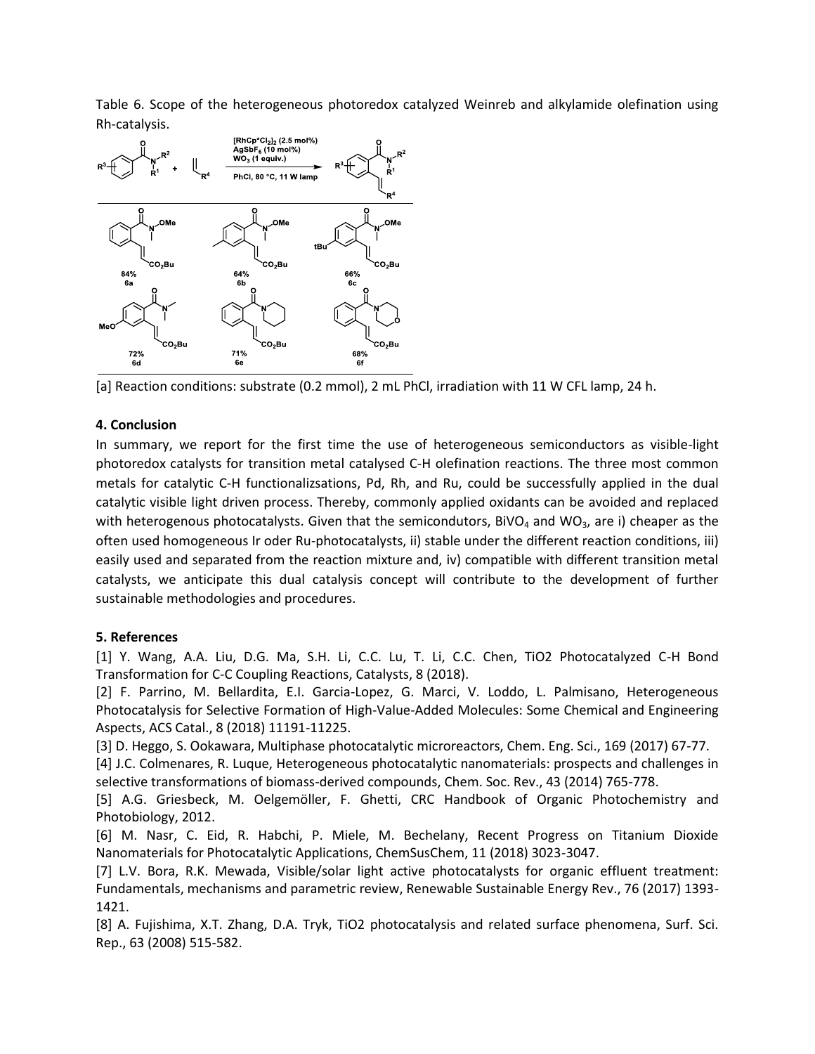Table 6. Scope of the heterogeneous photoredox catalyzed Weinreb and alkylamide olefination using Rh-catalysis.

$[RhCp^*Cl_2]_2$ (2.5 mol%)
$AgSbF_6$ (10 mol%)
$WO_3$ (1 equiv.)
PhCl, 80 °C, 11 W lamp

84%
6a

64%
6b

66%
6c

72%
6d

71%
6e

68%
6f

[a] Reaction conditions: substrate (0.2 mmol), 2 mL PhCl, irradiation with 11 W CFL lamp, 24 h.

## 4. Conclusion

In summary, we report for the first time the use of heterogeneous semiconductors as visible-light photoredox catalysts for transition metal catalysed C-H olefination reactions. The three most common metals for catalytic C-H functionalizsations, Pd, Rh, and Ru, could be successfully applied in the dual catalytic visible light driven process. Thereby, commonly applied oxidants can be avoided and replaced with heterogenous photocatalysts. Given that the semicondutors, $BiVO_4$ and $WO_3$, are i) cheaper as the often used homogeneous Ir oder Ru-photocatalysts, ii) stable under the different reaction conditions, iii) easily used and separated from the reaction mixture and, iv) compatible with different transition metal catalysts, we anticipate this dual catalysis concept will contribute to the development of further sustainable methodologies and procedures.

## 5. References

[1] Y. Wang, A.A. Liu, D.G. Ma, S.H. Li, C.C. Lu, T. Li, C.C. Chen, TiO2 Photocatalyzed C-H Bond Transformation for C-C Coupling Reactions, Catalysts, 8 (2018).

[2] F. Parrino, M. Bellardita, E.I. Garcia-Lopez, G. Marci, V. Loddo, L. Palmisano, Heterogeneous Photocatalysis for Selective Formation of High-Value-Added Molecules: Some Chemical and Engineering Aspects, ACS Catal., 8 (2018) 11191-11225.

[3] D. Heggo, S. Ookawara, Multiphase photocatalytic microreactors, Chem. Eng. Sci., 169 (2017) 67-77.

[4] J.C. Colmenares, R. Luque, Heterogeneous photocatalytic nanomaterials: prospects and challenges in selective transformations of biomass-derived compounds, Chem. Soc. Rev., 43 (2014) 765-778.

[5] A.G. Griesbeck, M. Oelgemöller, F. Ghetti, CRC Handbook of Organic Photochemistry and Photobiology, 2012.

[6] M. Nasr, C. Eid, R. Habchi, P. Miele, M. Bechelany, Recent Progress on Titanium Dioxide Nanomaterials for Photocatalytic Applications, ChemSusChem, 11 (2018) 3023-3047.

[7] L.V. Bora, R.K. Mewada, Visible/solar light active photocatalysts for organic effluent treatment: Fundamentals, mechanisms and parametric review, Renewable Sustainable Energy Rev., 76 (2017) 1393-1421.

[8] A. Fujishima, X.T. Zhang, D.A. Tryk, TiO2 photocatalysis and related surface phenomena, Surf. Sci. Rep., 63 (2008) 515-582.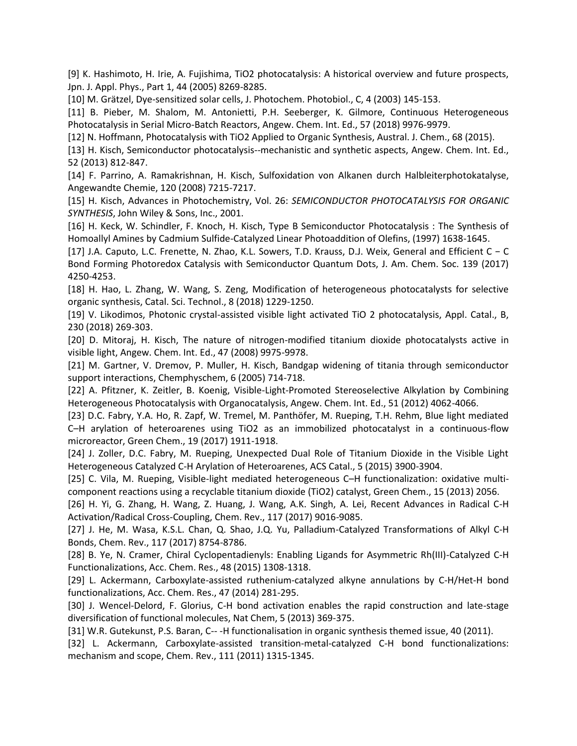[9] K. Hashimoto, H. Irie, A. Fujishima, TiO2 photocatalysis: A historical overview and future prospects, Jpn. J. Appl. Phys., Part 1, 44 (2005) 8269-8285.

[10] M. Grätzel, Dye-sensitized solar cells, J. Photochem. Photobiol., C, 4 (2003) 145-153.

[11] B. Pieber, M. Shalom, M. Antonietti, P.H. Seeberger, K. Gilmore, Continuous Heterogeneous Photocatalysis in Serial Micro-Batch Reactors, Angew. Chem. Int. Ed., 57 (2018) 9976-9979.

[12] N. Hoffmann, Photocatalysis with TiO2 Applied to Organic Synthesis, Austral. J. Chem., 68 (2015).

[13] H. Kisch, Semiconductor photocatalysis--mechanistic and synthetic aspects, Angew. Chem. Int. Ed., 52 (2013) 812-847.

[14] F. Parrino, A. Ramakrishnan, H. Kisch, Sulfoxidation von Alkanen durch Halbleiterphotokatalyse, Angewandte Chemie, 120 (2008) 7215-7217.

[15] H. Kisch, Advances in Photochemistry, Vol. 26: *SEMICONDUCTOR PHOTOCATALYSIS FOR ORGANIC SYNTHESIS*, John Wiley & Sons, Inc., 2001.

[16] H. Keck, W. Schindler, F. Knoch, H. Kisch, Type B Semiconductor Photocatalysis : The Synthesis of Homoallyl Amines by Cadmium Sulfide-Catalyzed Linear Photoaddition of Olefins, (1997) 1638-1645.

[17] J.A. Caputo, L.C. Frenette, N. Zhao, K.L. Sowers, T.D. Krauss, D.J. Weix, General and Efficient C − C Bond Forming Photoredox Catalysis with Semiconductor Quantum Dots, J. Am. Chem. Soc. 139 (2017) 4250-4253.

[18] H. Hao, L. Zhang, W. Wang, S. Zeng, Modification of heterogeneous photocatalysts for selective organic synthesis, Catal. Sci. Technol., 8 (2018) 1229-1250.

[19] V. Likodimos, Photonic crystal-assisted visible light activated TiO 2 photocatalysis, Appl. Catal., B, 230 (2018) 269-303.

[20] D. Mitoraj, H. Kisch, The nature of nitrogen-modified titanium dioxide photocatalysts active in visible light, Angew. Chem. Int. Ed., 47 (2008) 9975-9978.

[21] M. Gartner, V. Dremov, P. Muller, H. Kisch, Bandgap widening of titania through semiconductor support interactions, Chemphyschem, 6 (2005) 714-718.

[22] A. Pfitzner, K. Zeitler, B. Koenig, Visible-Light-Promoted Stereoselective Alkylation by Combining Heterogeneous Photocatalysis with Organocatalysis, Angew. Chem. Int. Ed., 51 (2012) 4062-4066.

[23] D.C. Fabry, Y.A. Ho, R. Zapf, W. Tremel, M. Panthöfer, M. Rueping, T.H. Rehm, Blue light mediated C–H arylation of heteroarenes using TiO2 as an immobilized photocatalyst in a continuous-flow microreactor, Green Chem., 19 (2017) 1911-1918.

[24] J. Zoller, D.C. Fabry, M. Rueping, Unexpected Dual Role of Titanium Dioxide in the Visible Light Heterogeneous Catalyzed C-H Arylation of Heteroarenes, ACS Catal., 5 (2015) 3900-3904.

[25] C. Vila, M. Rueping, Visible-light mediated heterogeneous C–H functionalization: oxidative multi-component reactions using a recyclable titanium dioxide (TiO2) catalyst, Green Chem., 15 (2013) 2056.

[26] H. Yi, G. Zhang, H. Wang, Z. Huang, J. Wang, A.K. Singh, A. Lei, Recent Advances in Radical C-H Activation/Radical Cross-Coupling, Chem. Rev., 117 (2017) 9016-9085.

[27] J. He, M. Wasa, K.S.L. Chan, Q. Shao, J.Q. Yu, Palladium-Catalyzed Transformations of Alkyl C-H Bonds, Chem. Rev., 117 (2017) 8754-8786.

[28] B. Ye, N. Cramer, Chiral Cyclopentadienyls: Enabling Ligands for Asymmetric Rh(III)-Catalyzed C-H Functionalizations, Acc. Chem. Res., 48 (2015) 1308-1318.

[29] L. Ackermann, Carboxylate-assisted ruthenium-catalyzed alkyne annulations by C-H/Het-H bond functionalizations, Acc. Chem. Res., 47 (2014) 281-295.

[30] J. Wencel-Delord, F. Glorius, C-H bond activation enables the rapid construction and late-stage diversification of functional molecules, Nat Chem, 5 (2013) 369-375.

[31] W.R. Gutekunst, P.S. Baran, C-- -H functionalisation in organic synthesis themed issue, 40 (2011).

[32] L. Ackermann, Carboxylate-assisted transition-metal-catalyzed C-H bond functionalizations: mechanism and scope, Chem. Rev., 111 (2011) 1315-1345.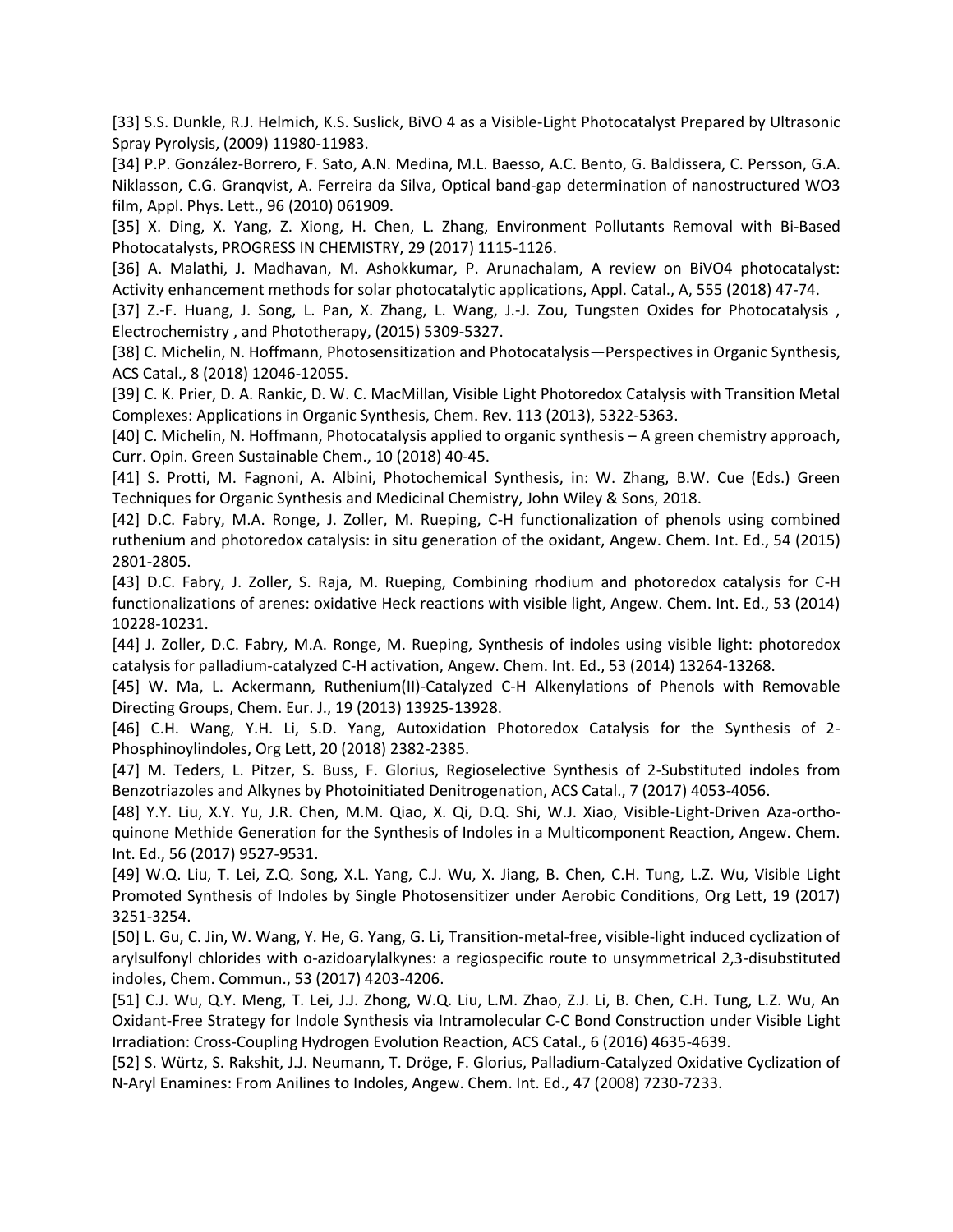[33] S.S. Dunkle, R.J. Helmich, K.S. Suslick, BiVO 4 as a Visible-Light Photocatalyst Prepared by Ultrasonic Spray Pyrolysis, (2009) 11980-11983.

[34] P.P. González-Borrero, F. Sato, A.N. Medina, M.L. Baesso, A.C. Bento, G. Baldissera, C. Persson, G.A. Niklasson, C.G. Granqvist, A. Ferreira da Silva, Optical band-gap determination of nanostructured WO3 film, Appl. Phys. Lett., 96 (2010) 061909.

[35] X. Ding, X. Yang, Z. Xiong, H. Chen, L. Zhang, Environment Pollutants Removal with Bi-Based Photocatalysts, PROGRESS IN CHEMISTRY, 29 (2017) 1115-1126.

[36] A. Malathi, J. Madhavan, M. Ashokkumar, P. Arunachalam, A review on BiVO4 photocatalyst: Activity enhancement methods for solar photocatalytic applications, Appl. Catal., A, 555 (2018) 47-74.

[37] Z.-F. Huang, J. Song, L. Pan, X. Zhang, L. Wang, J.-J. Zou, Tungsten Oxides for Photocatalysis , Electrochemistry , and Phototherapy, (2015) 5309-5327.

[38] C. Michelin, N. Hoffmann, Photosensitization and Photocatalysis—Perspectives in Organic Synthesis, ACS Catal., 8 (2018) 12046-12055.

[39] C. K. Prier, D. A. Rankic, D. W. C. MacMillan, Visible Light Photoredox Catalysis with Transition Metal Complexes: Applications in Organic Synthesis, Chem. Rev. 113 (2013), 5322-5363.

[40] C. Michelin, N. Hoffmann, Photocatalysis applied to organic synthesis – A green chemistry approach, Curr. Opin. Green Sustainable Chem., 10 (2018) 40-45.

[41] S. Protti, M. Fagnoni, A. Albini, Photochemical Synthesis, in: W. Zhang, B.W. Cue (Eds.) Green Techniques for Organic Synthesis and Medicinal Chemistry, John Wiley & Sons, 2018.

[42] D.C. Fabry, M.A. Ronge, J. Zoller, M. Rueping, C-H functionalization of phenols using combined ruthenium and photoredox catalysis: in situ generation of the oxidant, Angew. Chem. Int. Ed., 54 (2015) 2801-2805.

[43] D.C. Fabry, J. Zoller, S. Raja, M. Rueping, Combining rhodium and photoredox catalysis for C-H functionalizations of arenes: oxidative Heck reactions with visible light, Angew. Chem. Int. Ed., 53 (2014) 10228-10231.

[44] J. Zoller, D.C. Fabry, M.A. Ronge, M. Rueping, Synthesis of indoles using visible light: photoredox catalysis for palladium-catalyzed C-H activation, Angew. Chem. Int. Ed., 53 (2014) 13264-13268.

[45] W. Ma, L. Ackermann, Ruthenium(II)-Catalyzed C-H Alkenylations of Phenols with Removable Directing Groups, Chem. Eur. J., 19 (2013) 13925-13928.

[46] C.H. Wang, Y.H. Li, S.D. Yang, Autoxidation Photoredox Catalysis for the Synthesis of 2-Phosphinoylindoles, Org Lett, 20 (2018) 2382-2385.

[47] M. Teders, L. Pitzer, S. Buss, F. Glorius, Regioselective Synthesis of 2-Substituted indoles from Benzotriazoles and Alkynes by Photoinitiated Denitrogenation, ACS Catal., 7 (2017) 4053-4056.

[48] Y.Y. Liu, X.Y. Yu, J.R. Chen, M.M. Qiao, X. Qi, D.Q. Shi, W.J. Xiao, Visible-Light-Driven Aza-ortho-quinone Methide Generation for the Synthesis of Indoles in a Multicomponent Reaction, Angew. Chem. Int. Ed., 56 (2017) 9527-9531.

[49] W.Q. Liu, T. Lei, Z.Q. Song, X.L. Yang, C.J. Wu, X. Jiang, B. Chen, C.H. Tung, L.Z. Wu, Visible Light Promoted Synthesis of Indoles by Single Photosensitizer under Aerobic Conditions, Org Lett, 19 (2017) 3251-3254.

[50] L. Gu, C. Jin, W. Wang, Y. He, G. Yang, G. Li, Transition-metal-free, visible-light induced cyclization of arylsulfonyl chlorides with o-azidoarylalkynes: a regiospecific route to unsymmetrical 2,3-disubstituted indoles, Chem. Commun., 53 (2017) 4203-4206.

[51] C.J. Wu, Q.Y. Meng, T. Lei, J.J. Zhong, W.Q. Liu, L.M. Zhao, Z.J. Li, B. Chen, C.H. Tung, L.Z. Wu, An Oxidant-Free Strategy for Indole Synthesis via Intramolecular C-C Bond Construction under Visible Light Irradiation: Cross-Coupling Hydrogen Evolution Reaction, ACS Catal., 6 (2016) 4635-4639.

[52] S. Würtz, S. Rakshit, J.J. Neumann, T. Dröge, F. Glorius, Palladium-Catalyzed Oxidative Cyclization of N-Aryl Enamines: From Anilines to Indoles, Angew. Chem. Int. Ed., 47 (2008) 7230-7233.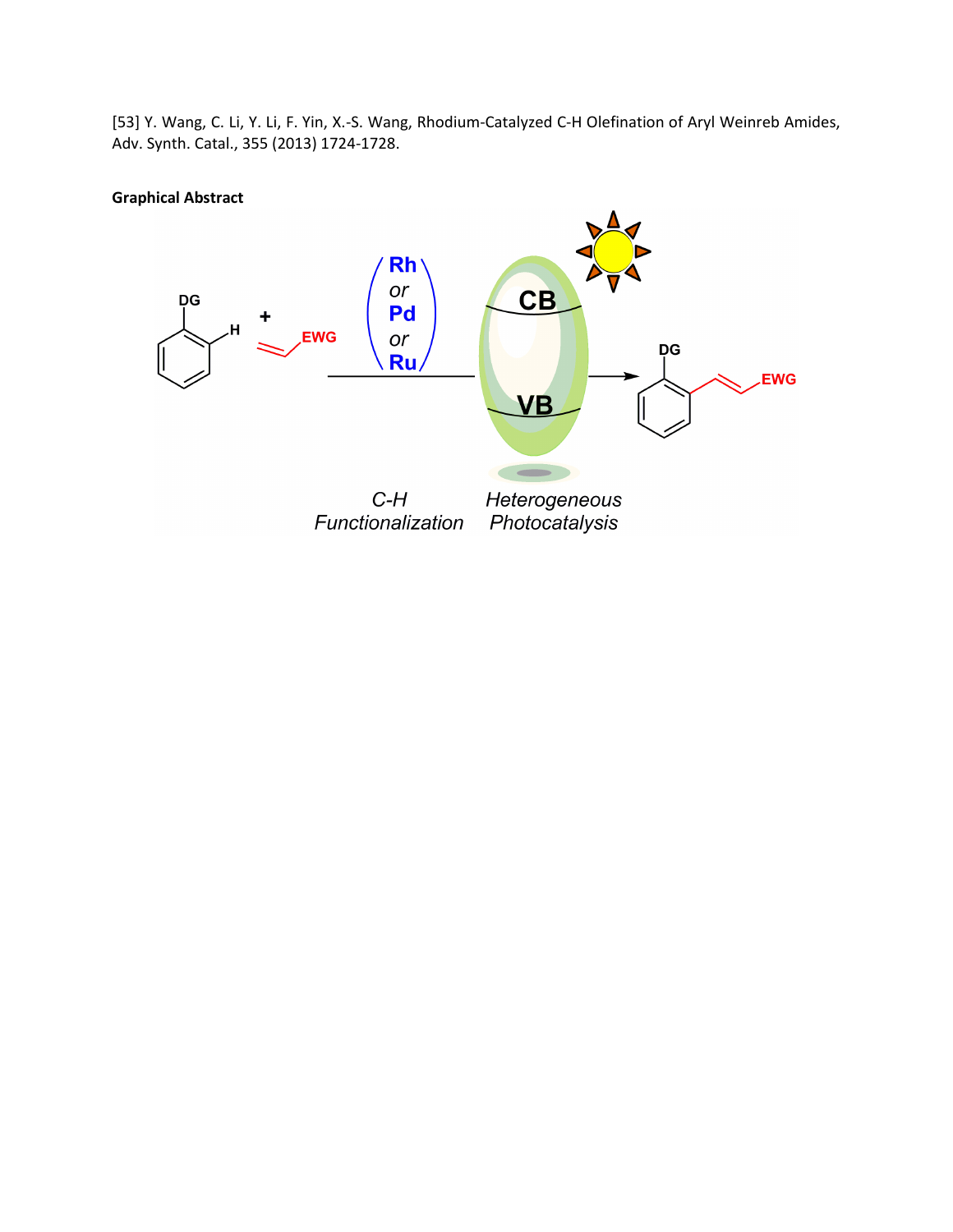[53] Y. Wang, C. Li, Y. Li, F. Yin, X.-S. Wang, Rhodium-Catalyzed C-H Olefination of Aryl Weinreb Amides, Adv. Synth. Catal., 355 (2013) 1724-1728.

**Graphical Abstract**

DG

H

+

EWG

Rh
or
Pd
or
Ru

CB

VB

DG

EWG

*C-H Functionalization*

*Heterogeneous Photocatalysis*